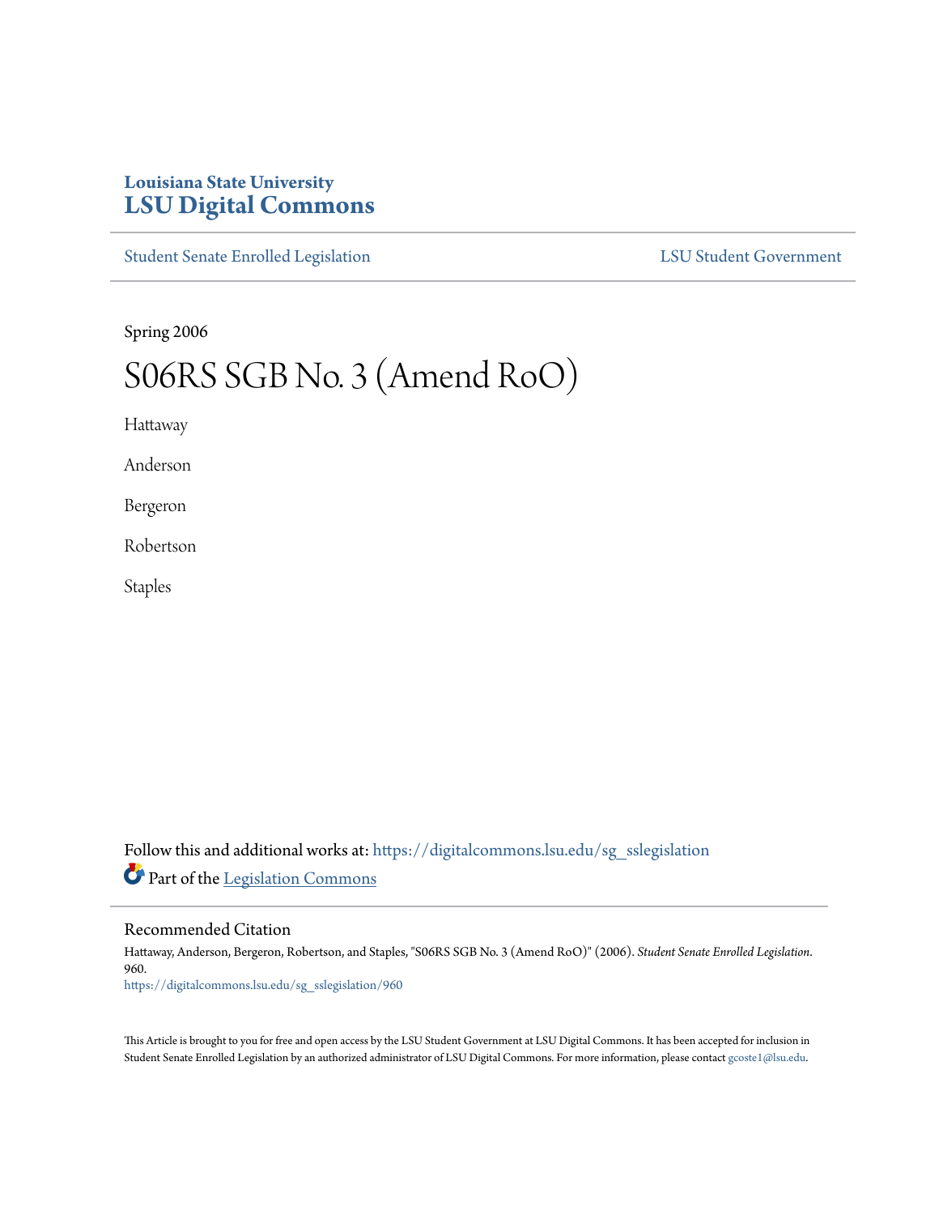Louisiana State University

# LSU Digital Commons

Student Senate Enrolled Legislation

LSU Student Government

Spring 2006

# S06RS SGB No. 3 (Amend RoO)

Hattaway

Anderson

Bergeron

Robertson

Staples

Follow this and additional works at: https://digitalcommons.lsu.edu/sg_sslegislation

Part of the Legislation Commons

## Recommended Citation

Hattaway, Anderson, Bergeron, Robertson, and Staples, "S06RS SGB No. 3 (Amend RoO)" (2006). *Student Senate Enrolled Legislation*. 960.
https://digitalcommons.lsu.edu/sg_sslegislation/960

This Article is brought to you for free and open access by the LSU Student Government at LSU Digital Commons. It has been accepted for inclusion in Student Senate Enrolled Legislation by an authorized administrator of LSU Digital Commons. For more information, please contact gcoste1@lsu.edu.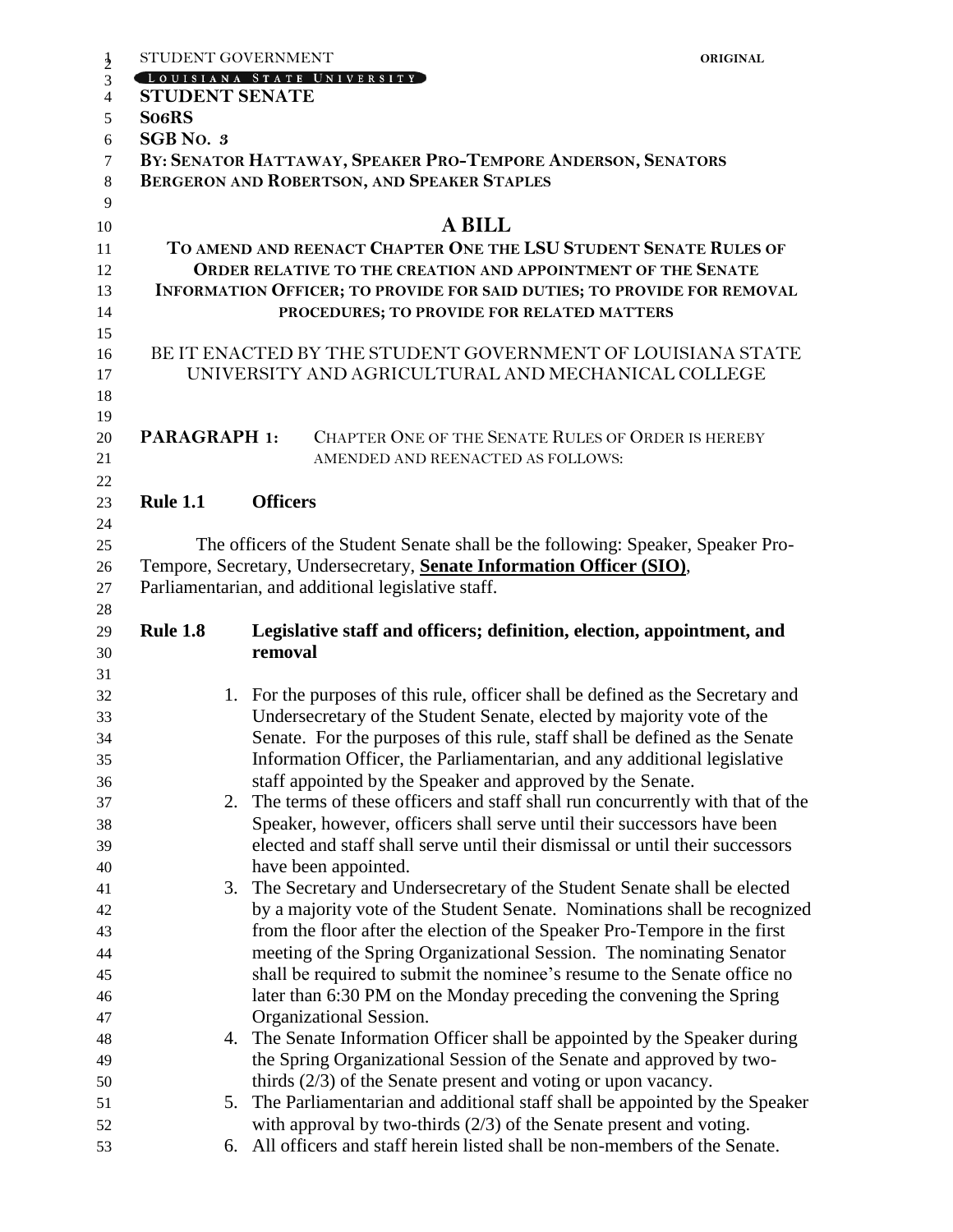STUDENT GOVERNMENT **ORIGINAL**

LOUISIANA STATE UNIVERSITY

**STUDENT SENATE**

**S06RS**

**SGB NO. 3**

**BY: SENATOR HATTAWAY, SPEAKER PRO-TEMPORE ANDERSON, SENATORS BERGERON AND ROBERTSON, AND SPEAKER STAPLES**

# A BILL

**TO AMEND AND REENACT CHAPTER ONE THE LSU STUDENT SENATE RULES OF ORDER RELATIVE TO THE CREATION AND APPOINTMENT OF THE SENATE INFORMATION OFFICER; TO PROVIDE FOR SAID DUTIES; TO PROVIDE FOR REMOVAL PROCEDURES; TO PROVIDE FOR RELATED MATTERS**

BE IT ENACTED BY THE STUDENT GOVERNMENT OF LOUISIANA STATE UNIVERSITY AND AGRICULTURAL AND MECHANICAL COLLEGE

**PARAGRAPH 1:** CHAPTER ONE OF THE SENATE RULES OF ORDER IS HEREBY AMENDED AND REENACTED AS FOLLOWS:

**Rule 1.1 Officers**

The officers of the Student Senate shall be the following: Speaker, Speaker Pro-Tempore, Secretary, Undersecretary, **<u>Senate Information Officer (SIO)</u>**, Parliamentarian, and additional legislative staff.

**Rule 1.8 Legislative staff and officers; definition, election, appointment, and removal**

1. For the purposes of this rule, officer shall be defined as the Secretary and Undersecretary of the Student Senate, elected by majority vote of the Senate. For the purposes of this rule, staff shall be defined as the Senate Information Officer, the Parliamentarian, and any additional legislative staff appointed by the Speaker and approved by the Senate.
2. The terms of these officers and staff shall run concurrently with that of the Speaker, however, officers shall serve until their successors have been elected and staff shall serve until their dismissal or until their successors have been appointed.
3. The Secretary and Undersecretary of the Student Senate shall be elected by a majority vote of the Student Senate. Nominations shall be recognized from the floor after the election of the Speaker Pro-Tempore in the first meeting of the Spring Organizational Session. The nominating Senator shall be required to submit the nominee's resume to the Senate office no later than 6:30 PM on the Monday preceding the convening the Spring Organizational Session.
4. The Senate Information Officer shall be appointed by the Speaker during the Spring Organizational Session of the Senate and approved by two-thirds (2/3) of the Senate present and voting or upon vacancy.
5. The Parliamentarian and additional staff shall be appointed by the Speaker with approval by two-thirds (2/3) of the Senate present and voting.
6. All officers and staff herein listed shall be non-members of the Senate.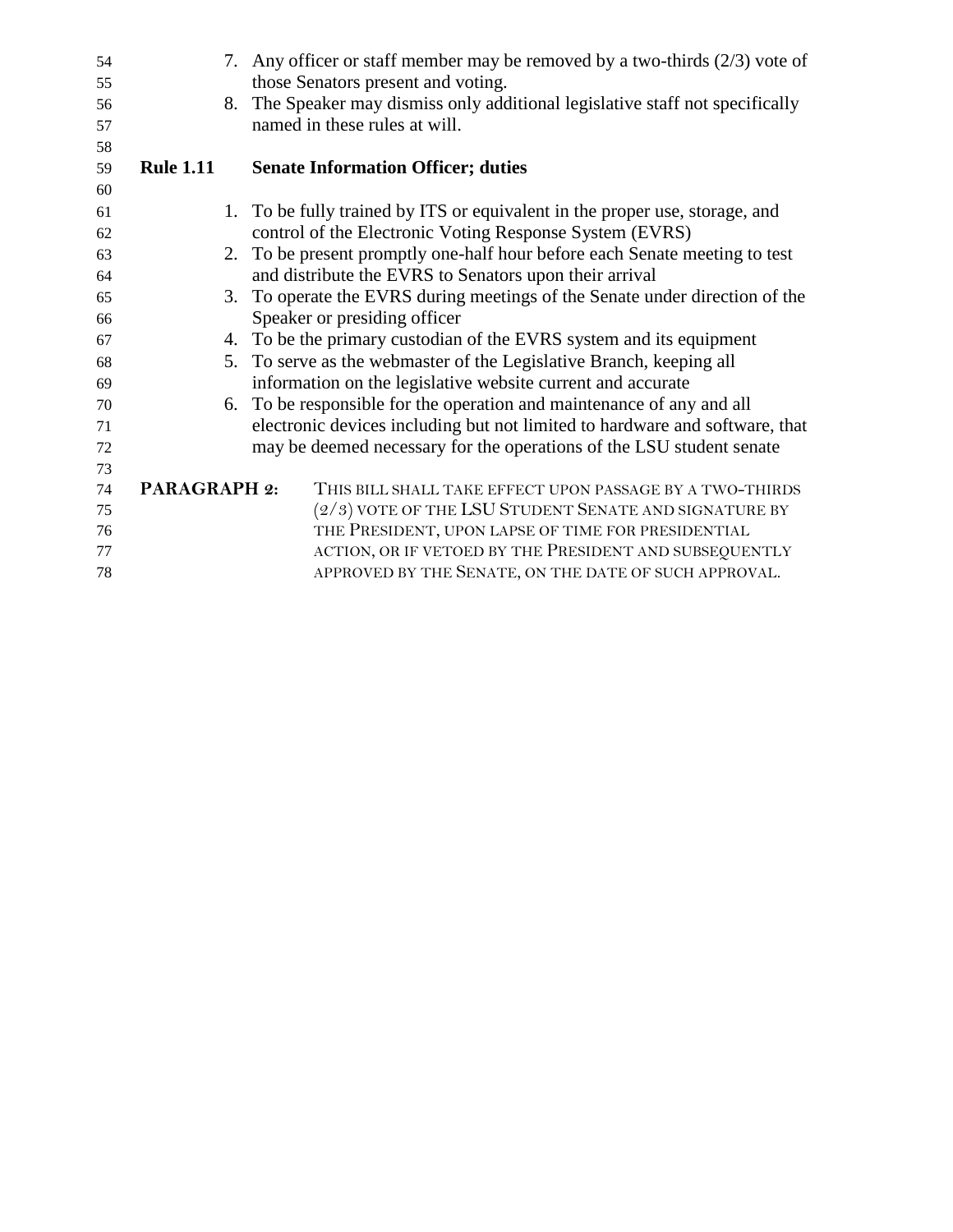7. Any officer or staff member may be removed by a two-thirds (2/3) vote of those Senators present and voting.
8. The Speaker may dismiss only additional legislative staff not specifically named in these rules at will.

**Rule 1.11 Senate Information Officer; duties**

1. To be fully trained by ITS or equivalent in the proper use, storage, and control of the Electronic Voting Response System (EVRS)
2. To be present promptly one-half hour before each Senate meeting to test and distribute the EVRS to Senators upon their arrival
3. To operate the EVRS during meetings of the Senate under direction of the Speaker or presiding officer
4. To be the primary custodian of the EVRS system and its equipment
5. To serve as the webmaster of the Legislative Branch, keeping all information on the legislative website current and accurate
6. To be responsible for the operation and maintenance of any and all electronic devices including but not limited to hardware and software, that may be deemed necessary for the operations of the LSU student senate

**PARAGRAPH 2:** THIS BILL SHALL TAKE EFFECT UPON PASSAGE BY A TWO-THIRDS (2/3) VOTE OF THE LSU STUDENT SENATE AND SIGNATURE BY THE PRESIDENT, UPON LAPSE OF TIME FOR PRESIDENTIAL ACTION, OR IF VETOED BY THE PRESIDENT AND SUBSEQUENTLY APPROVED BY THE SENATE, ON THE DATE OF SUCH APPROVAL.